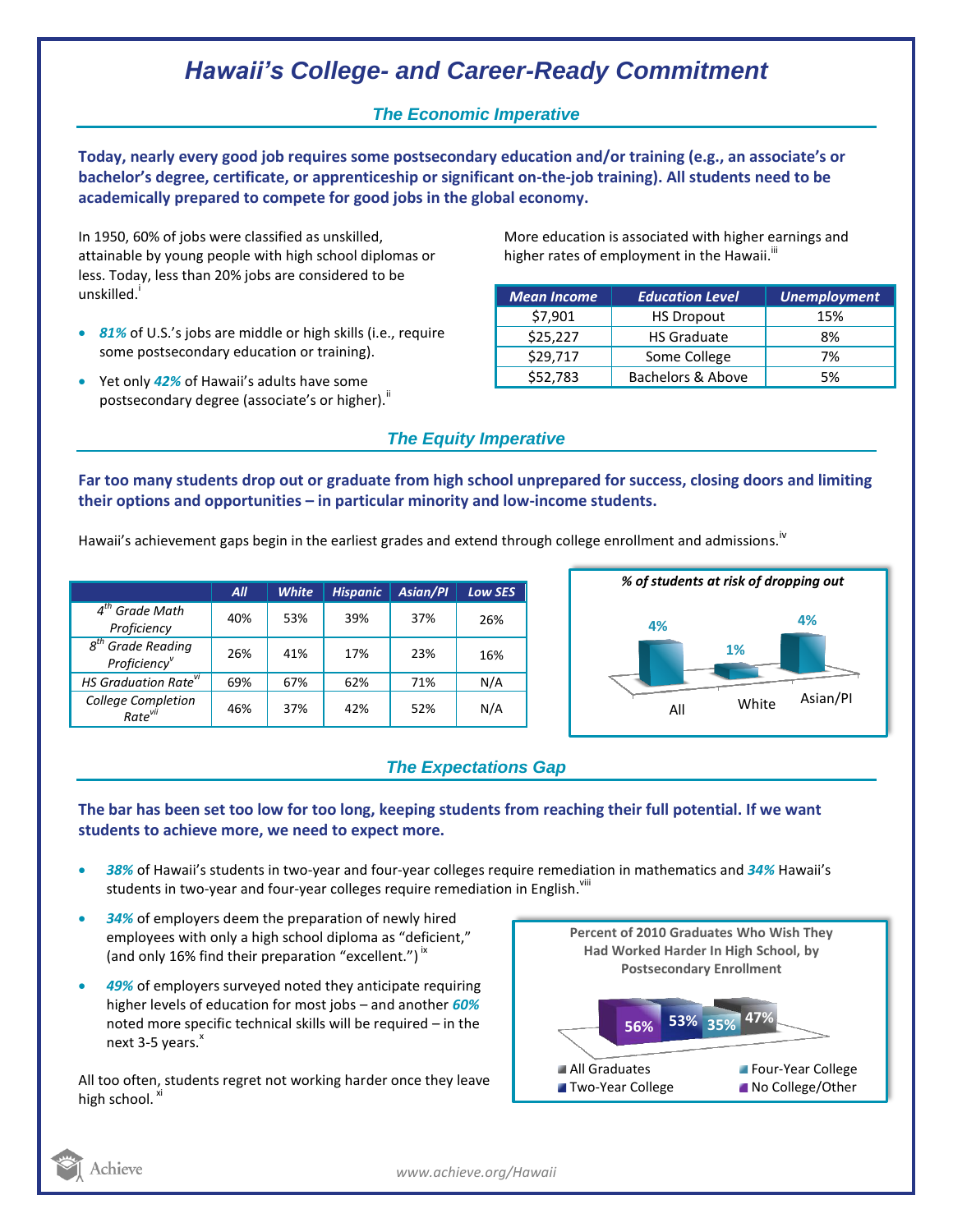# Hawaii's College- and Career-Ready Commitment

## The Economic Imperative

**Today, nearly every good job requires some postsecondary education and/or training (e.g., an associate's or bachelor's degree, certificate, or apprenticeship or significant on-the-job training). All students need to be academically prepared to compete for good jobs in the global economy.**

In 1950, 60% of jobs were classified as unskilled, attainable by young people with high school diplomas or less. Today, less than 20% jobs are considered to be unskilled.[i]

- ***81%*** of U.S.'s jobs are middle or high skills (i.e., require some postsecondary education or training).
- Yet only ***42%*** of Hawaii's adults have some postsecondary degree (associate's or higher).[ii]

More education is associated with higher earnings and higher rates of employment in the Hawaii.[iii]

| Mean Income | Education Level | Unemployment |
|---|---|---|
| $7,901 | HS Dropout | 15% |
| $25,227 | HS Graduate | 8% |
| $29,717 | Some College | 7% |
| $52,783 | Bachelors & Above | 5% |

## The Equity Imperative

**Far too many students drop out or graduate from high school unprepared for success, closing doors and limiting their options and opportunities – in particular minority and low-income students.**

Hawaii's achievement gaps begin in the earliest grades and extend through college enrollment and admissions.[iv]

| | All | White | Hispanic | Asian/PI | Low SES |
|---|---|---|---|---|---|
| 4th Grade Math Proficiency | 40% | 53% | 39% | 37% | 26% |
| 8th Grade Reading Proficiency[v] | 26% | 41% | 17% | 23% | 16% |
| HS Graduation Rate[vi] | 69% | 67% | 62% | 71% | N/A |
| College Completion Rate[vii] | 46% | 37% | 42% | 52% | N/A |

*% of students at risk of dropping out*

| All | White | Asian/PI |
|---|---|---|
| 4% | 1% | 4% |

## The Expectations Gap

**The bar has been set too low for too long, keeping students from reaching their full potential. If we want students to achieve more, we need to expect more.**

- ***38%*** of Hawaii's students in two-year and four-year colleges require remediation in mathematics and ***34%*** Hawaii's students in two-year and four-year colleges require remediation in English.[viii]
- ***34%*** of employers deem the preparation of newly hired employees with only a high school diploma as "deficient," (and only 16% find their preparation "excellent.")[ix]
- ***49%*** of employers surveyed noted they anticipate requiring higher levels of education for most jobs – and another ***60%*** noted more specific technical skills will be required – in the next 3-5 years.[x]

All too often, students regret not working harder once they leave high school.[xi]

**Percent of 2010 Graduates Who Wish They Had Worked Harder In High School, by Postsecondary Enrollment**

| All Graduates | Two-Year College | Four-Year College | No College/Other |
|---|---|---|---|
| 47% | 53% | 35% | 56% |

www.achieve.org/Hawaii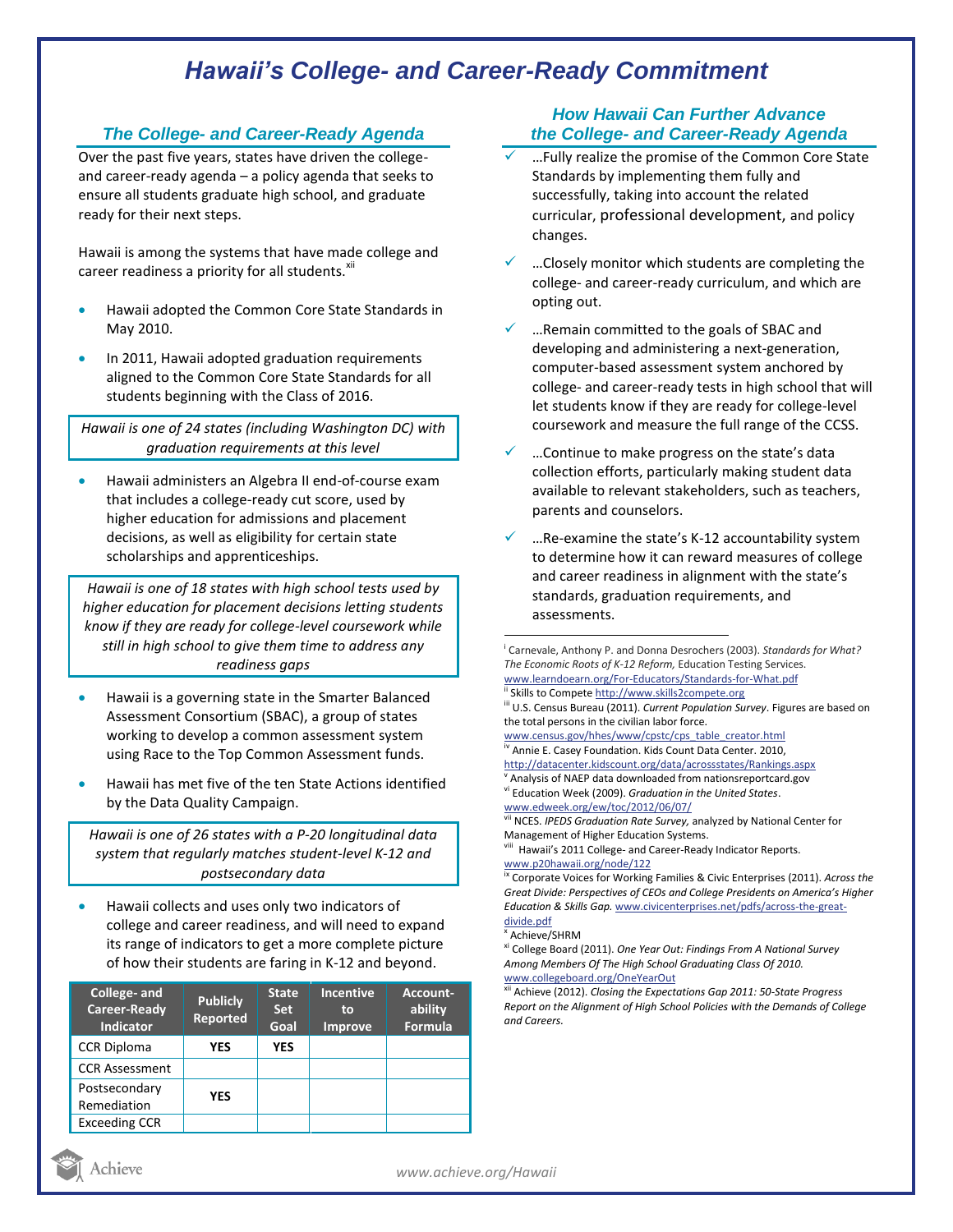# Hawaii's College- and Career-Ready Commitment

## The College- and Career-Ready Agenda

Over the past five years, states have driven the college- and career-ready agenda – a policy agenda that seeks to ensure all students graduate high school, and graduate ready for their next steps.

Hawaii is among the systems that have made college and career readiness a priority for all students.[xii]

- Hawaii adopted the Common Core State Standards in May 2010.
- In 2011, Hawaii adopted graduation requirements aligned to the Common Core State Standards for all students beginning with the Class of 2016.

*Hawaii is one of 24 states (including Washington DC) with graduation requirements at this level*

- Hawaii administers an Algebra II end-of-course exam that includes a college-ready cut score, used by higher education for admissions and placement decisions, as well as eligibility for certain state scholarships and apprenticeships.

*Hawaii is one of 18 states with high school tests used by higher education for placement decisions letting students know if they are ready for college-level coursework while still in high school to give them time to address any readiness gaps*

- Hawaii is a governing state in the Smarter Balanced Assessment Consortium (SBAC), a group of states working to develop a common assessment system using Race to the Top Common Assessment funds.
- Hawaii has met five of the ten State Actions identified by the Data Quality Campaign.

*Hawaii is one of 26 states with a P-20 longitudinal data system that regularly matches student-level K-12 and postsecondary data*

- Hawaii collects and uses only two indicators of college and career readiness, and will need to expand its range of indicators to get a more complete picture of how their students are faring in K-12 and beyond.

| College- and Career-Ready Indicator | Publicly Reported | State Set Goal | Incentive to Improve | Account-ability Formula |
|---|---|---|---|---|
| CCR Diploma | **YES** | **YES** | | |
| CCR Assessment | | | | |
| Postsecondary Remediation | **YES** | | | |
| Exceeding CCR | | | | |

## How Hawaii Can Further Advance the College- and Career-Ready Agenda

- ✓ …Fully realize the promise of the Common Core State Standards by implementing them fully and successfully, taking into account the related curricular, professional development, and policy changes.
- ✓ …Closely monitor which students are completing the college- and career-ready curriculum, and which are opting out.
- ✓ …Remain committed to the goals of SBAC and developing and administering a next-generation, computer-based assessment system anchored by college- and career-ready tests in high school that will let students know if they are ready for college-level coursework and measure the full range of the CCSS.
- ✓ …Continue to make progress on the state's data collection efforts, particularly making student data available to relevant stakeholders, such as teachers, parents and counselors.
- ✓ …Re-examine the state's K-12 accountability system to determine how it can reward measures of college and career readiness in alignment with the state's standards, graduation requirements, and assessments.

---

[i] Carnevale, Anthony P. and Donna Desrochers (2003). *Standards for What? The Economic Roots of K-12 Reform,* Education Testing Services. www.learndoearn.org/For-Educators/Standards-for-What.pdf
[ii] Skills to Compete http://www.skills2compete.org
[iii] U.S. Census Bureau (2011). *Current Population Survey*. Figures are based on the total persons in the civilian labor force. www.census.gov/hhes/www/cpstc/cps_table_creator.html
[iv] Annie E. Casey Foundation. Kids Count Data Center. 2010, http://datacenter.kidscount.org/data/acrossstates/Rankings.aspx
[v] Analysis of NAEP data downloaded from nationsreportcard.gov
[vi] Education Week (2009). *Graduation in the United States*. www.edweek.org/ew/toc/2012/06/07/
[vii] NCES. *IPEDS Graduation Rate Survey,* analyzed by National Center for Management of Higher Education Systems.
[viii] Hawaii's 2011 College- and Career-Ready Indicator Reports. www.p20hawaii.org/node/122
[ix] Corporate Voices for Working Families & Civic Enterprises (2011). *Across the Great Divide: Perspectives of CEOs and College Presidents on America's Higher Education & Skills Gap.* www.civicenterprises.net/pdfs/across-the-great-divide.pdf
[x] Achieve/SHRM
[xi] College Board (2011). *One Year Out: Findings From A National Survey Among Members Of The High School Graduating Class Of 2010.* www.collegeboard.org/OneYearOut
[xii] Achieve (2012). *Closing the Expectations Gap 2011: 50-State Progress Report on the Alignment of High School Policies with the Demands of College and Careers.*

Achieve www.achieve.org/Hawaii